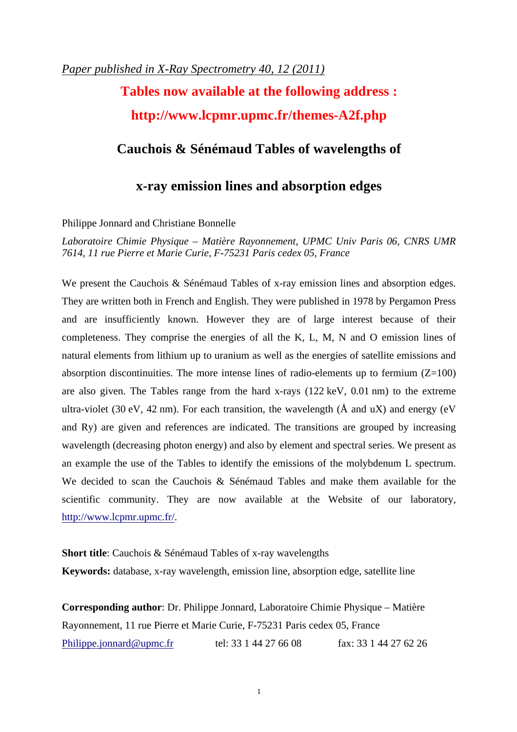*Paper published in X-Ray Spectrometry 40, 12 (2011)*

**Tables now available at the following address :**

**http://www.lcpmr.upmc.fr/themes-A2f.php**

# Cauchois & Sénémaud Tables of wavelengths of x-ray emission lines and absorption edges

Philippe Jonnard and Christiane Bonnelle

*Laboratoire Chimie Physique – Matière Rayonnement, UPMC Univ Paris 06, CNRS UMR 7614, 11 rue Pierre et Marie Curie, F-75231 Paris cedex 05, France*

We present the Cauchois & Sénémaud Tables of x-ray emission lines and absorption edges. They are written both in French and English. They were published in 1978 by Pergamon Press and are insufficiently known. However they are of large interest because of their completeness. They comprise the energies of all the K, L, M, N and O emission lines of natural elements from lithium up to uranium as well as the energies of satellite emissions and absorption discontinuities. The more intense lines of radio-elements up to fermium (Z=100) are also given. The Tables range from the hard x-rays (122 keV, 0.01 nm) to the extreme ultra-violet (30 eV, 42 nm). For each transition, the wavelength (Å and uX) and energy (eV and Ry) are given and references are indicated. The transitions are grouped by increasing wavelength (decreasing photon energy) and also by element and spectral series. We present as an example the use of the Tables to identify the emissions of the molybdenum L spectrum. We decided to scan the Cauchois & Sénémaud Tables and make them available for the scientific community. They are now available at the Website of our laboratory, http://www.lcpmr.upmc.fr/.

**Short title**: Cauchois & Sénémaud Tables of x-ray wavelengths

**Keywords:** database, x-ray wavelength, emission line, absorption edge, satellite line

**Corresponding author**: Dr. Philippe Jonnard, Laboratoire Chimie Physique – Matière Rayonnement, 11 rue Pierre et Marie Curie, F-75231 Paris cedex 05, France

Philippe.jonnard@upmc.fr tel: 33 1 44 27 66 08 fax: 33 1 44 27 62 26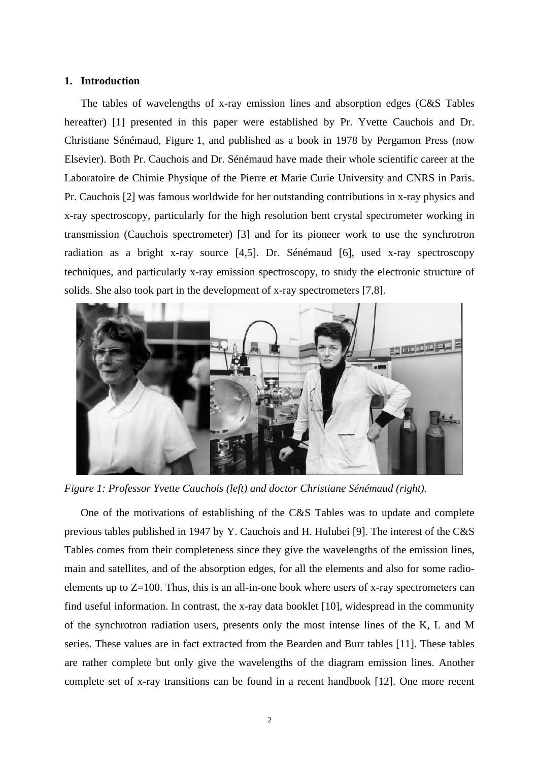## 1. Introduction

The tables of wavelengths of x-ray emission lines and absorption edges (C&S Tables hereafter) [1] presented in this paper were established by Pr. Yvette Cauchois and Dr. Christiane Sénémaud, Figure 1, and published as a book in 1978 by Pergamon Press (now Elsevier). Both Pr. Cauchois and Dr. Sénémaud have made their whole scientific career at the Laboratoire de Chimie Physique of the Pierre et Marie Curie University and CNRS in Paris. Pr. Cauchois [2] was famous worldwide for her outstanding contributions in x-ray physics and x-ray spectroscopy, particularly for the high resolution bent crystal spectrometer working in transmission (Cauchois spectrometer) [3] and for its pioneer work to use the synchrotron radiation as a bright x-ray source [4,5]. Dr. Sénémaud [6], used x-ray spectroscopy techniques, and particularly x-ray emission spectroscopy, to study the electronic structure of solids. She also took part in the development of x-ray spectrometers [7,8].

*Figure 1: Professor Yvette Cauchois (left) and doctor Christiane Sénémaud (right).*

One of the motivations of establishing of the C&S Tables was to update and complete previous tables published in 1947 by Y. Cauchois and H. Hulubei [9]. The interest of the C&S Tables comes from their completeness since they give the wavelengths of the emission lines, main and satellites, and of the absorption edges, for all the elements and also for some radio-elements up to Z=100. Thus, this is an all-in-one book where users of x-ray spectrometers can find useful information. In contrast, the x-ray data booklet [10], widespread in the community of the synchrotron radiation users, presents only the most intense lines of the K, L and M series. These values are in fact extracted from the Bearden and Burr tables [11]. These tables are rather complete but only give the wavelengths of the diagram emission lines. Another complete set of x-ray transitions can be found in a recent handbook [12]. One more recent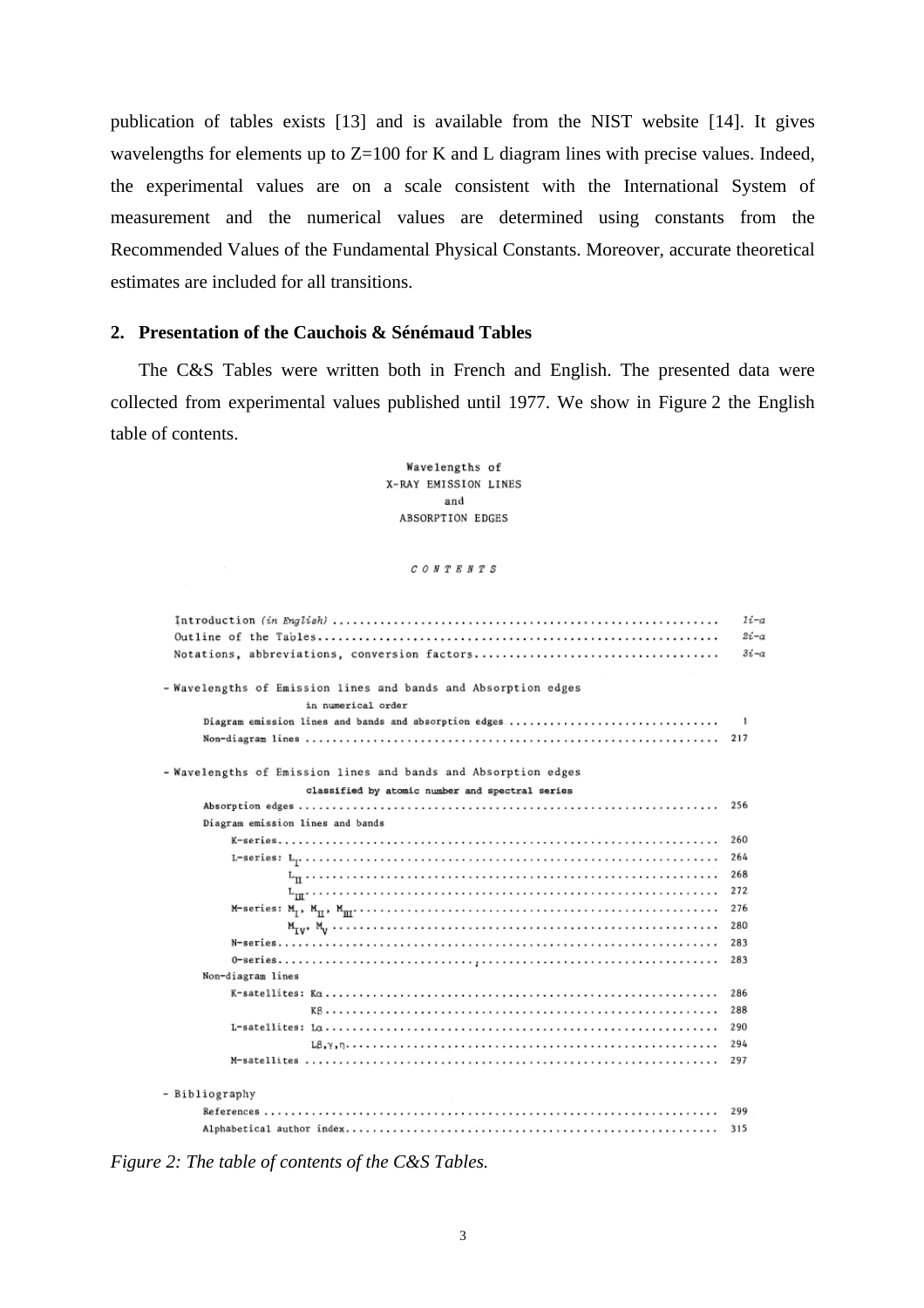publication of tables exists [13] and is available from the NIST website [14]. It gives wavelengths for elements up to Z=100 for K and L diagram lines with precise values. Indeed, the experimental values are on a scale consistent with the International System of measurement and the numerical values are determined using constants from the Recommended Values of the Fundamental Physical Constants. Moreover, accurate theoretical estimates are included for all transitions.

## 2. Presentation of the Cauchois & Sénémaud Tables

The C&S Tables were written both in French and English. The presented data were collected from experimental values published until 1977. We show in Figure 2 the English table of contents.

Wavelengths of
X-RAY EMISSION LINES
and
ABSORPTION EDGES

*CONTENTS*

| | |
|---|---|
| Introduction *(in English)* | *1i-a* |
| Outline of the Tables | *2i-a* |
| Notations, abbreviations, conversion factors | *3i-a* |
| - Wavelengths of Emission lines and bands and Absorption edges in numerical order | |
| Diagram emission lines and bands and absorption edges | 1 |
| Non-diagram lines | 217 |
| - Wavelengths of Emission lines and bands and Absorption edges classified by atomic number and spectral series | |
| Absorption edges | 256 |
| Diagram emission lines and bands | |
| K-series | 260 |
| L-series: $L_I$ | 264 |
| $L_{II}$ | 268 |
| $L_{III}$ | 272 |
| M-series: $M_I$, $M_{II}$, $M_{III}$ | 276 |
| $M_{IV}$, $M_V$ | 280 |
| N-series | 283 |
| O-series | 283 |
| Non-diagram lines | |
| K-satellites: $K\alpha$ | 286 |
| $K\beta$ | 288 |
| L-satellites: $L\alpha$ | 290 |
| $L\beta,\gamma,\eta$ | 294 |
| M-satellites | 297 |
| - Bibliography | |
| References | 299 |
| Alphabetical author index | 315 |

*Figure 2: The table of contents of the C&S Tables.*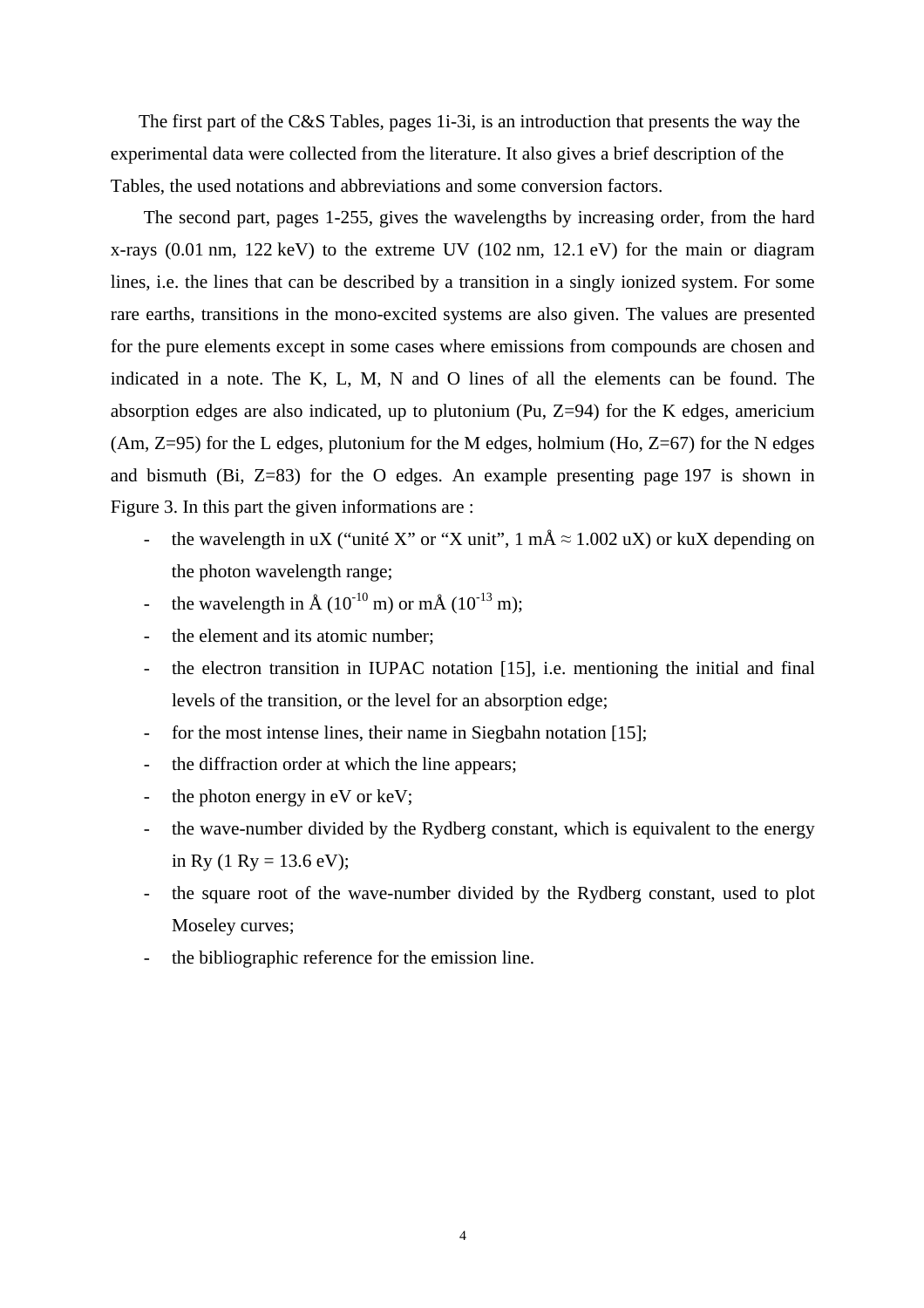The first part of the C&S Tables, pages 1i-3i, is an introduction that presents the way the experimental data were collected from the literature. It also gives a brief description of the Tables, the used notations and abbreviations and some conversion factors.

The second part, pages 1-255, gives the wavelengths by increasing order, from the hard x-rays (0.01 nm, 122 keV) to the extreme UV (102 nm, 12.1 eV) for the main or diagram lines, i.e. the lines that can be described by a transition in a singly ionized system. For some rare earths, transitions in the mono-excited systems are also given. The values are presented for the pure elements except in some cases where emissions from compounds are chosen and indicated in a note. The K, L, M, N and O lines of all the elements can be found. The absorption edges are also indicated, up to plutonium (Pu, Z=94) for the K edges, americium (Am, Z=95) for the L edges, plutonium for the M edges, holmium (Ho, Z=67) for the N edges and bismuth (Bi, Z=83) for the O edges. An example presenting page 197 is shown in Figure 3. In this part the given informations are :

- the wavelength in uX (“unité X” or “X unit”, 1 mÅ ≈ 1.002 uX) or kuX depending on the photon wavelength range;
- the wavelength in Å ($10^{-10}$ m) or mÅ ($10^{-13}$ m);
- the element and its atomic number;
- the electron transition in IUPAC notation [15], i.e. mentioning the initial and final levels of the transition, or the level for an absorption edge;
- for the most intense lines, their name in Siegbahn notation [15];
- the diffraction order at which the line appears;
- the photon energy in eV or keV;
- the wave-number divided by the Rydberg constant, which is equivalent to the energy in Ry (1 Ry = 13.6 eV);
- the square root of the wave-number divided by the Rydberg constant, used to plot Moseley curves;
- the bibliographic reference for the emission line.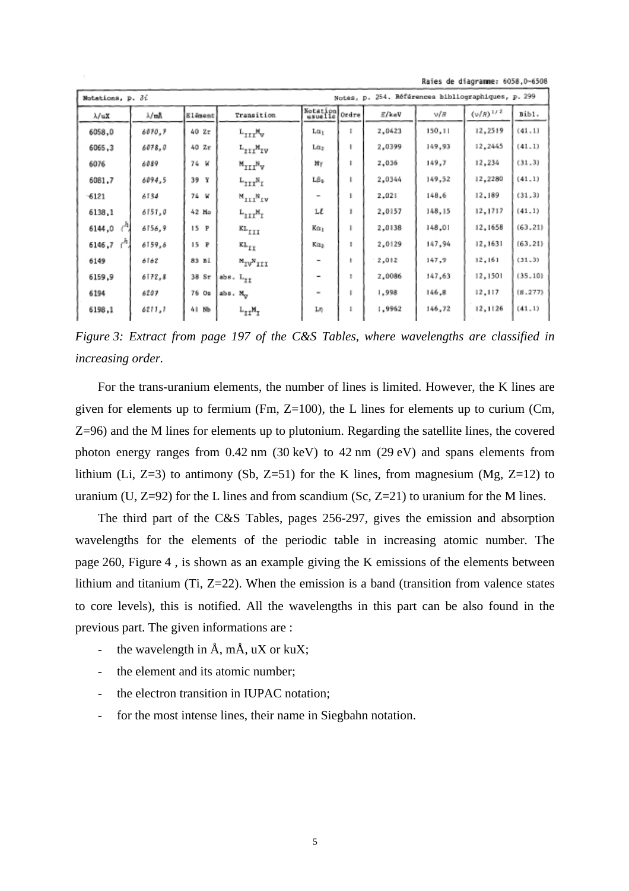Raies de diagramme: 6058,0–6508

| Notations, p. 31 | | | | Notes, p. 254. Références bibliographiques, p. 299 | | | | | |
|---|---|---|---|---|---|---|---|---|---|
| λ/uX | λ/mÅ | Élément | Transition | Notation usuelle | Ordre | E/keV | ν/R | $(\nu/R)^{1/2}$ | Bibl. |
| 6058,0 | 6070,7 | 40 Zr | $L_{III}M_V$ | $L\alpha_1$ | I | 2,0423 | 150,11 | 12,2519 | (41.1) |
| 6065,3 | 6078,0 | 40 Zr | $L_{III}M_{IV}$ | $L\alpha_2$ | I | 2,0399 | 149,93 | 12,2445 | (41.1) |
| 6076 | 6089 | 74 W | $M_{III}N_V$ | $M\gamma$ | I | 2,036 | 149,7 | 12,234 | (31.3) |
| 6081,7 | 6094,5 | 39 Y | $L_{III}N_I$ | $L\beta_6$ | I | 2,0344 | 149,52 | 12,2280 | (41.1) |
| 6121 | 6134 | 74 W | $M_{III}N_{IV}$ | – | I | 2,021 | 148,6 | 12,189 | (31.3) |
| 6138,1 | 6151,0 | 42 Mo | $L_{III}M_I$ | $L\ell$ | I | 2,0157 | 148,15 | 12,1717 | (41.1) |
| 6144,0 ($^h$) | 6156,9 | 15 P | $KL_{III}$ | $K\alpha_1$ | I | 2,0138 | 148,01 | 12,1658 | (63.21) |
| 6146,7 ($^h$) | 6159,6 | 15 P | $KL_{II}$ | $K\alpha_2$ | I | 2,0129 | 147,94 | 12,1631 | (63.21) |
| 6149 | 6162 | 83 Bi | $M_{IV}N_{III}$ | – | I | 2,012 | 147,9 | 12,161 | (31.3) |
| 6159,9 | 6172,8 | 38 Sr | abs. $L_{II}$ | – | I | 2,0086 | 147,63 | 12,1501 | (35.10) |
| 6194 | 6207 | 76 Os | abs. $M_V$ | – | I | 1,998 | 146,8 | 12,117 | (8.277) |
| 6198,1 | 6211,1 | 41 Nb | $L_{II}M_I$ | $L\eta$ | I | 1,9962 | 146,72 | 12,1126 | (41.1) |

*Figure 3: Extract from page 197 of the C&S Tables, where wavelengths are classified in increasing order.*

For the trans-uranium elements, the number of lines is limited. However, the K lines are given for elements up to fermium (Fm, Z=100), the L lines for elements up to curium (Cm, Z=96) and the M lines for elements up to plutonium. Regarding the satellite lines, the covered photon energy ranges from 0.42 nm (30 keV) to 42 nm (29 eV) and spans elements from lithium (Li, Z=3) to antimony (Sb, Z=51) for the K lines, from magnesium (Mg, Z=12) to uranium (U, Z=92) for the L lines and from scandium (Sc, Z=21) to uranium for the M lines.

The third part of the C&S Tables, pages 256-297, gives the emission and absorption wavelengths for the elements of the periodic table in increasing atomic number. The page 260, Figure 4 , is shown as an example giving the K emissions of the elements between lithium and titanium (Ti, Z=22). When the emission is a band (transition from valence states to core levels), this is notified. All the wavelengths in this part can be also found in the previous part. The given informations are :

- the wavelength in Å, mÅ, uX or kuX;
- the element and its atomic number;
- the electron transition in IUPAC notation;
- for the most intense lines, their name in Siegbahn notation.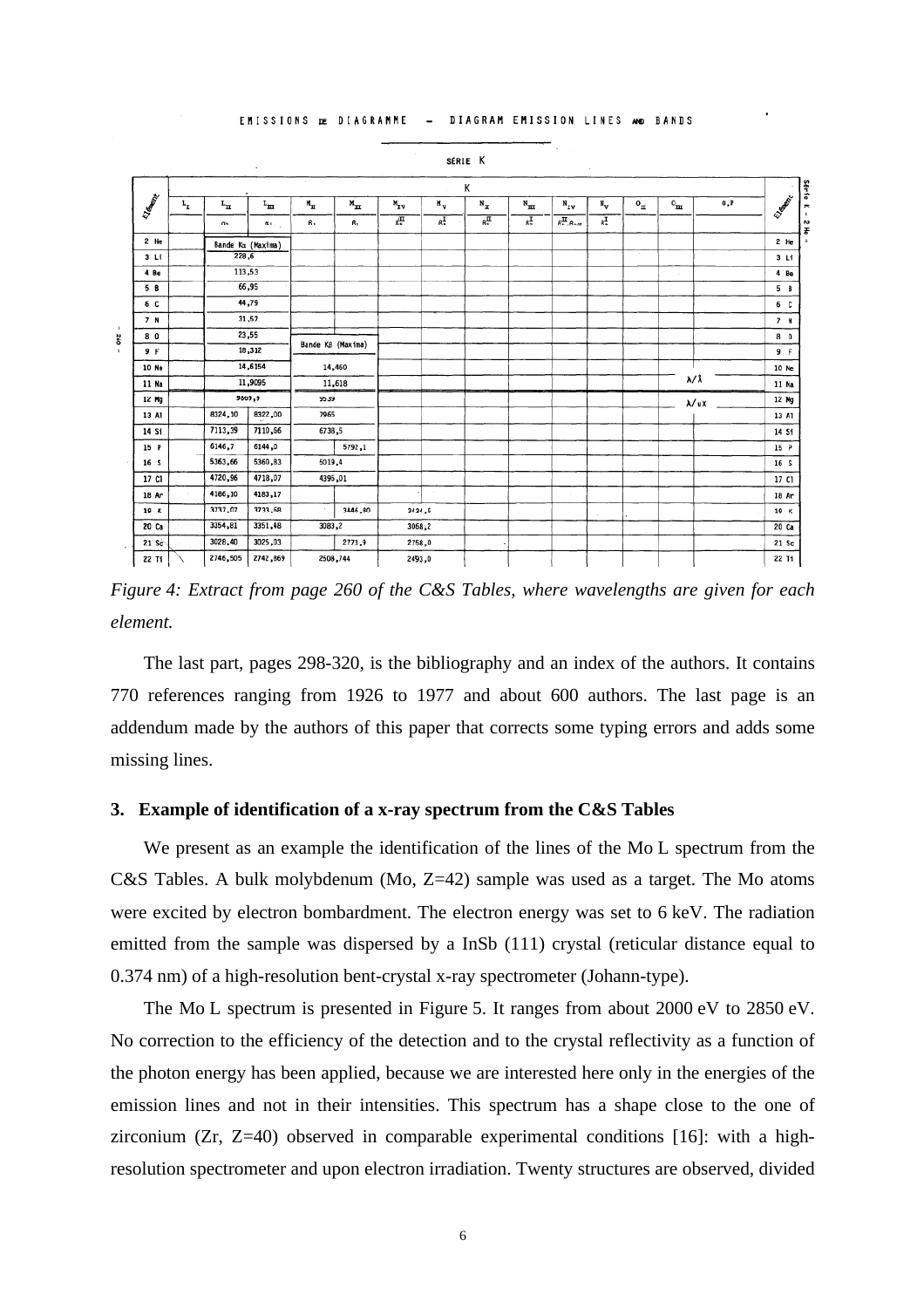EMISSIONS DE DIAGRAMME – DIAGRAM EMISSION LINES AND BANDS

SÉRIE K

| Element | $L_I$ | $L_{II}$ | $L_{III}$ | $M_{II}$ | $M_{III}$ | $M_{IV}$ | $M_V$ | $N_{II}$ | $N_{III}$ | $N_{IV}$ | $N_V$ | $O_{II}$ | $O_{III}$ | O,P | Element |
|---|---|---|---|---|---|---|---|---|---|---|---|---|---|---|---|
| | | $\alpha_2$ | $\alpha_1$ | $\beta_3$ | $\beta_1$ | $\beta_5^{II}$ | $\beta_5^{I}$ | $\beta_2^{II}$ | $\beta_2^{I}$ | $\beta_4^{II}$ | $\beta_4^{I}$ | | | | |
| 2 He | | Bande Kα (Maxima) | | | | | | | | | | | | | 2 He |
| 3 Li | | 228,6 | | | | | | | | | | | | | 3 Li |
| 4 Be | | 113,53 | | | | | | | | | | | | | 4 Be |
| 5 B | | 66,95 | | | | | | | | | | | | | 5 B |
| 6 C | | 44,79 | | | | | | | | | | | | | 6 C |
| 7 N | | 31,57 | | | | | | | | | | | | | 7 N |
| 8 O | | 23,55 | | Bande Kβ (Maxima) | | | | | | | | | | | 8 O |
| 9 F | | 18,312 | | | | | | | | | | | | | 9 F |
| 10 Ne | | 14,6154 | | 14,460 | | | | | | | | | λ/Å | | 10 Ne |
| 11 Na | | 11,9095 | | 11,618 | | | | | | | | | | | 11 Na |
| 12 Mg | | 9889,9 | | 9559 | | | | | | | | | λ/uX | | 12 Mg |
| 13 Al | | 8324,10 | 8322,00 | 7965 | | | | | | | | | | | 13 Al |
| 14 Si | | 7113,39 | 7110,66 | 6738,5 | | | | | | | | | | | 14 Si |
| 15 P | | 6146,7 | 6144,0 | | 5792,1 | | | | | | | | | | 15 P |
| 16 S | | 5363,66 | 5360,83 | 5019,4 | | | | | | | | | | | 16 S |
| 17 Cl | | 4720,96 | 4718,07 | 4396,01 | | | | | | | | | | | 17 Cl |
| 18 Ar | | 4186,10 | 4183,17 | | | | | | | | | | | | 18 Ar |
| 19 K | | 3737,07 | 3733,68 | | 3446,80 | 3434,6 | | | | | | | | | 19 K |
| 20 Ca | | 3354,81 | 3351,48 | 3083,2 | | 3068,2 | | | | | | | | | 20 Ca |
| 21 Sc | | 3028,40 | 3025,03 | | 2773,9 | 2758,0 | | | | | | | | | 21 Sc |
| 22 Ti | | 2746,505 | 2742,869 | 2508,744 | | 2493,0 | | | | | | | | | 22 Ti |

*Figure 4: Extract from page 260 of the C&S Tables, where wavelengths are given for each element.*

The last part, pages 298-320, is the bibliography and an index of the authors. It contains 770 references ranging from 1926 to 1977 and about 600 authors. The last page is an addendum made by the authors of this paper that corrects some typing errors and adds some missing lines.

## 3. Example of identification of a x-ray spectrum from the C&S Tables

We present as an example the identification of the lines of the Mo L spectrum from the C&S Tables. A bulk molybdenum (Mo, Z=42) sample was used as a target. The Mo atoms were excited by electron bombardment. The electron energy was set to 6 keV. The radiation emitted from the sample was dispersed by a InSb (111) crystal (reticular distance equal to 0.374 nm) of a high-resolution bent-crystal x-ray spectrometer (Johann-type).

The Mo L spectrum is presented in Figure 5. It ranges from about 2000 eV to 2850 eV. No correction to the efficiency of the detection and to the crystal reflectivity as a function of the photon energy has been applied, because we are interested here only in the energies of the emission lines and not in their intensities. This spectrum has a shape close to the one of zirconium (Zr, Z=40) observed in comparable experimental conditions [16]: with a high-resolution spectrometer and upon electron irradiation. Twenty structures are observed, divided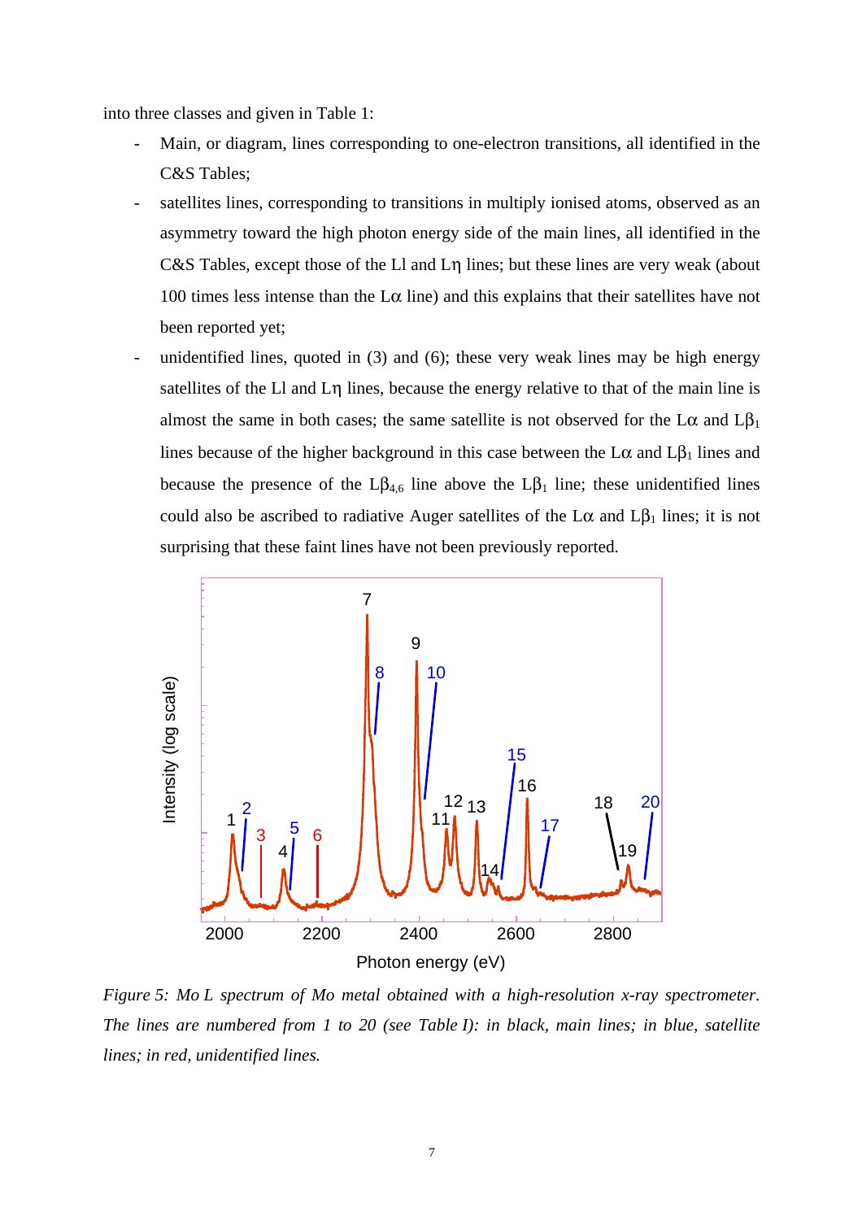into three classes and given in Table 1:

- Main, or diagram, lines corresponding to one-electron transitions, all identified in the C&S Tables;
- satellites lines, corresponding to transitions in multiply ionised atoms, observed as an asymmetry toward the high photon energy side of the main lines, all identified in the C&S Tables, except those of the Ll and Lη lines; but these lines are very weak (about 100 times less intense than the Lα line) and this explains that their satellites have not been reported yet;
- unidentified lines, quoted in (3) and (6); these very weak lines may be high energy satellites of the Ll and Lη lines, because the energy relative to that of the main line is almost the same in both cases; the same satellite is not observed for the Lα and $L\beta_1$ lines because of the higher background in this case between the Lα and $L\beta_1$ lines and because the presence of the $L\beta_{4,6}$ line above the $L\beta_1$ line; these unidentified lines could also be ascribed to radiative Auger satellites of the Lα and $L\beta_1$ lines; it is not surprising that these faint lines have not been previously reported.

*Figure 5: Mo L spectrum of Mo metal obtained with a high-resolution x-ray spectrometer. The lines are numbered from 1 to 20 (see Table I): in black, main lines; in blue, satellite lines; in red, unidentified lines.*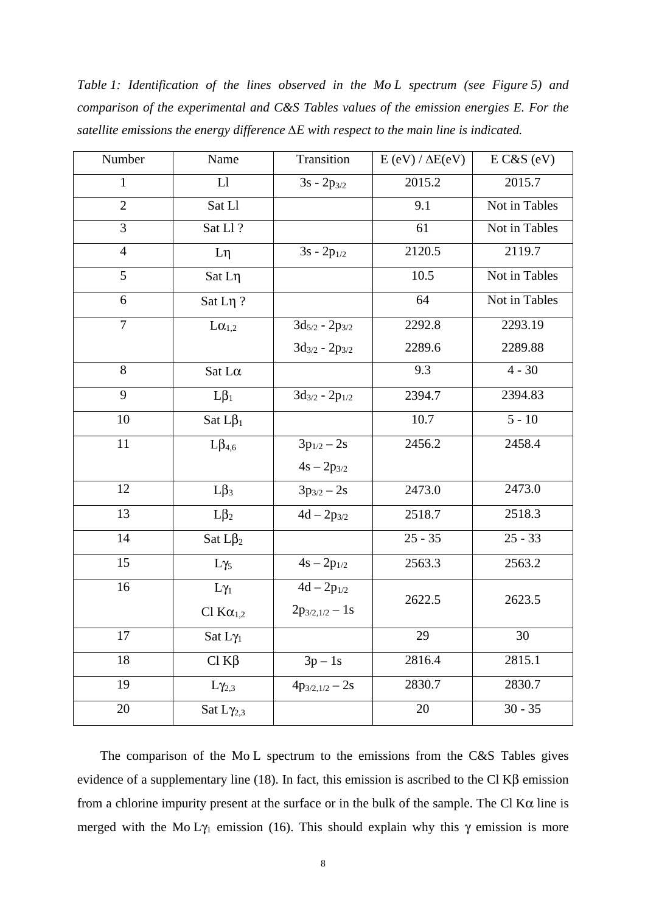*Table 1: Identification of the lines observed in the Mo L spectrum (see Figure 5) and comparison of the experimental and C&S Tables values of the emission energies E. For the satellite emissions the energy difference ΔE with respect to the main line is indicated.*

| Number | Name | Transition | E (eV) / ΔE(eV) | E C&S (eV) |
|---|---|---|---|---|
| 1 | Ll | $3s - 2p_{3/2}$ | 2015.2 | 2015.7 |
| 2 | Sat Ll | | 9.1 | Not in Tables |
| 3 | Sat Ll ? | | 61 | Not in Tables |
| 4 | Lη | $3s - 2p_{1/2}$ | 2120.5 | 2119.7 |
| 5 | Sat Lη | | 10.5 | Not in Tables |
| 6 | Sat Lη ? | | 64 | Not in Tables |
| 7 | $L\alpha_{1,2}$ | $3d_{5/2} - 2p_{3/2}$<br>$3d_{3/2} - 2p_{3/2}$ | 2292.8<br>2289.6 | 2293.19<br>2289.88 |
| 8 | Sat Lα | | 9.3 | 4 - 30 |
| 9 | $L\beta_1$ | $3d_{3/2} - 2p_{1/2}$ | 2394.7 | 2394.83 |
| 10 | Sat $L\beta_1$ | | 10.7 | 5 - 10 |
| 11 | $L\beta_{4,6}$ | $3p_{1/2} – 2s$<br>$4s – 2p_{3/2}$ | 2456.2 | 2458.4 |
| 12 | $L\beta_3$ | $3p_{3/2} – 2s$ | 2473.0 | 2473.0 |
| 13 | $L\beta_2$ | $4d – 2p_{3/2}$ | 2518.7 | 2518.3 |
| 14 | Sat $L\beta_2$ | | 25 - 35 | 25 - 33 |
| 15 | $L\gamma_5$ | $4s – 2p_{1/2}$ | 2563.3 | 2563.2 |
| 16 | $L\gamma_1$<br>Cl $K\alpha_{1,2}$ | $4d – 2p_{1/2}$<br>$2p_{3/2,1/2} – 1s$ | 2622.5 | 2623.5 |
| 17 | Sat $L\gamma_1$ | | 29 | 30 |
| 18 | Cl Kβ | $3p – 1s$ | 2816.4 | 2815.1 |
| 19 | $L\gamma_{2,3}$ | $4p_{3/2,1/2} – 2s$ | 2830.7 | 2830.7 |
| 20 | Sat $L\gamma_{2,3}$ | | 20 | 30 - 35 |

The comparison of the Mo L spectrum to the emissions from the C&S Tables gives evidence of a supplementary line (18). In fact, this emission is ascribed to the Cl Kβ emission from a chlorine impurity present at the surface or in the bulk of the sample. The Cl Kα line is merged with the Mo $L\gamma_1$ emission (16). This should explain why this γ emission is more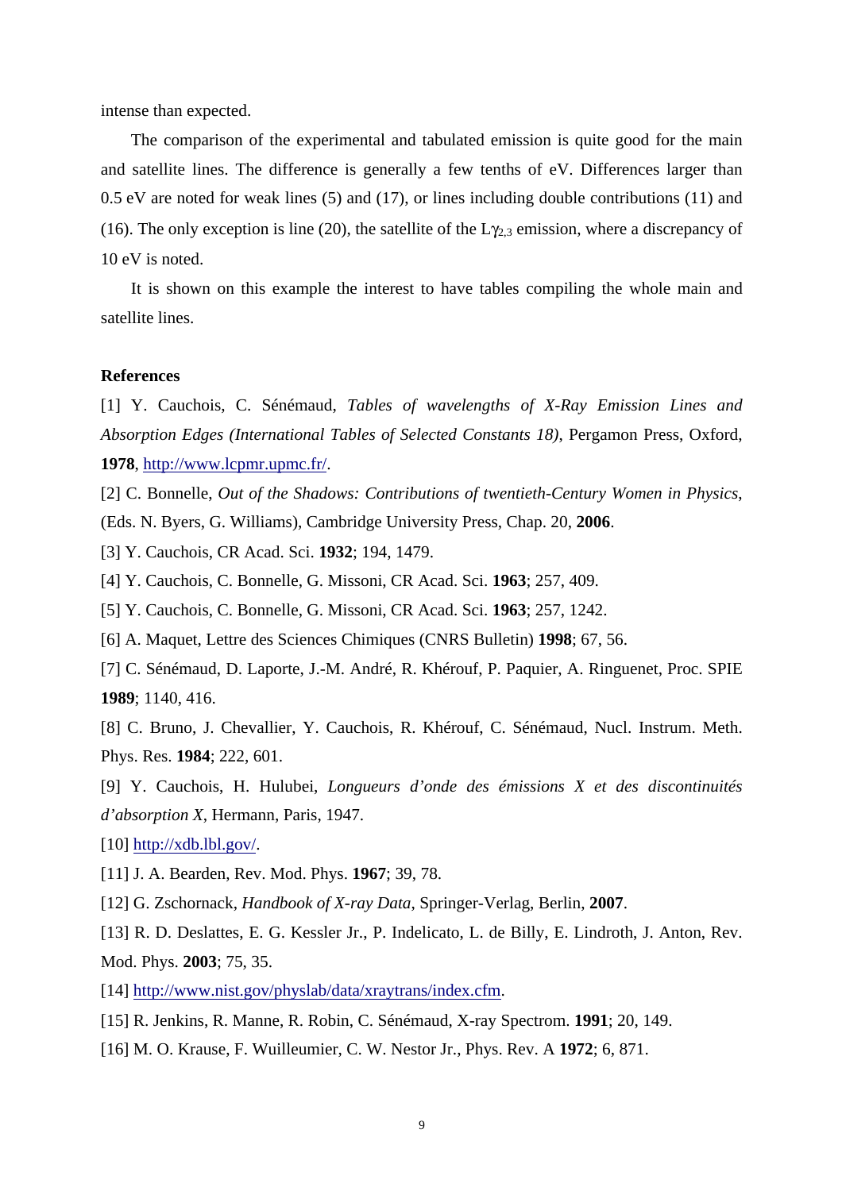intense than expected.

The comparison of the experimental and tabulated emission is quite good for the main and satellite lines. The difference is generally a few tenths of eV. Differences larger than 0.5 eV are noted for weak lines (5) and (17), or lines including double contributions (11) and (16). The only exception is line (20), the satellite of the $L\gamma_{2,3}$ emission, where a discrepancy of 10 eV is noted.

It is shown on this example the interest to have tables compiling the whole main and satellite lines.

**References**

[1] Y. Cauchois, C. Sénémaud, *Tables of wavelengths of X-Ray Emission Lines and Absorption Edges (International Tables of Selected Constants 18)*, Pergamon Press, Oxford, **1978**, http://www.lcpmr.upmc.fr/.

[2] C. Bonnelle, *Out of the Shadows: Contributions of twentieth-Century Women in Physics*, (Eds. N. Byers, G. Williams), Cambridge University Press, Chap. 20, **2006**.

[3] Y. Cauchois, CR Acad. Sci. **1932**; 194, 1479.

[4] Y. Cauchois, C. Bonnelle, G. Missoni, CR Acad. Sci. **1963**; 257, 409.

[5] Y. Cauchois, C. Bonnelle, G. Missoni, CR Acad. Sci. **1963**; 257, 1242.

[6] A. Maquet, Lettre des Sciences Chimiques (CNRS Bulletin) **1998**; 67, 56.

[7] C. Sénémaud, D. Laporte, J.-M. André, R. Khérouf, P. Paquier, A. Ringuenet, Proc. SPIE **1989**; 1140, 416.

[8] C. Bruno, J. Chevallier, Y. Cauchois, R. Khérouf, C. Sénémaud, Nucl. Instrum. Meth. Phys. Res. **1984**; 222, 601.

[9] Y. Cauchois, H. Hulubei, *Longueurs d'onde des émissions X et des discontinuités d'absorption X*, Hermann, Paris, 1947.

[10] http://xdb.lbl.gov/.

[11] J. A. Bearden, Rev. Mod. Phys. **1967**; 39, 78.

[12] G. Zschornack, *Handbook of X-ray Data*, Springer-Verlag, Berlin, **2007**.

[13] R. D. Deslattes, E. G. Kessler Jr., P. Indelicato, L. de Billy, E. Lindroth, J. Anton, Rev. Mod. Phys. **2003**; 75, 35.

[14] http://www.nist.gov/physlab/data/xraytrans/index.cfm.

[15] R. Jenkins, R. Manne, R. Robin, C. Sénémaud, X-ray Spectrom. **1991**; 20, 149.

[16] M. O. Krause, F. Wuilleumier, C. W. Nestor Jr., Phys. Rev. A **1972**; 6, 871.